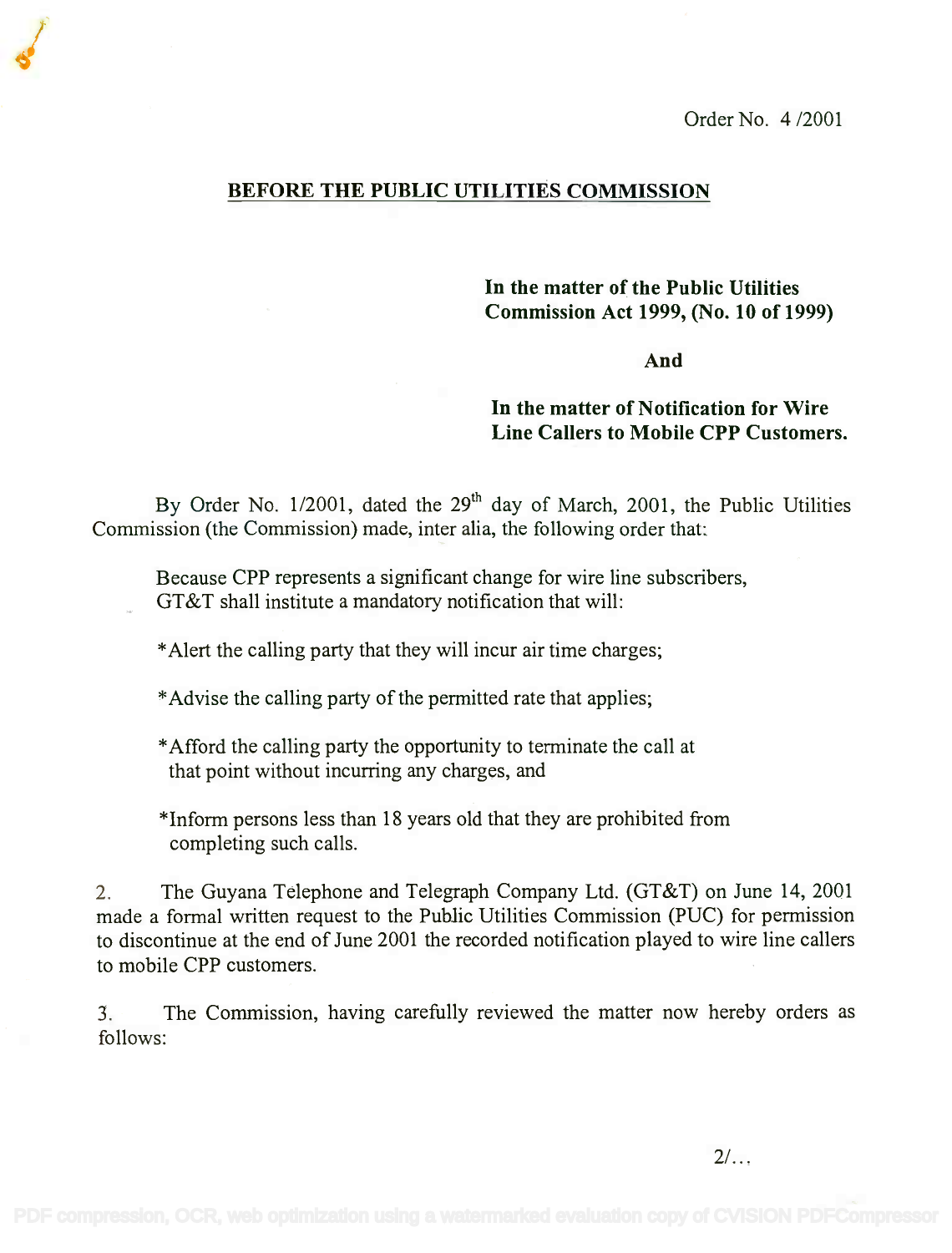Order No. 4 /2001

## BEFORE THE PUBLIC UTILITIES COMMISSION

**In the matter of the Public Utilities Commission Act 1999, (No. 10 of 1999)**

**And**

**In the matter of Notification for Wire Line Callers to Mobile CPP Customers.**

By Order No. 1/2001, dated the 29th day of March, 2001, the Public Utilities Commission (the Commission) made, inter alia, the following order that:

> Because CPP represents a significant change for wire line subscribers, GT&T shall institute a mandatory notification that will:
>
> *Alert the calling party that they will incur air time charges;
>
> *Advise the calling party of the permitted rate that applies;
>
> *Afford the calling party the opportunity to terminate the call at that point without incurring any charges, and
>
> *Inform persons less than 18 years old that they are prohibited from completing such calls.

2. The Guyana Telephone and Telegraph Company Ltd. (GT&T) on June 14, 2001 made a formal written request to the Public Utilities Commission (PUC) for permission to discontinue at the end of June 2001 the recorded notification played to wire line callers to mobile CPP customers.

3. The Commission, having carefully reviewed the matter now hereby orders as follows:

2/...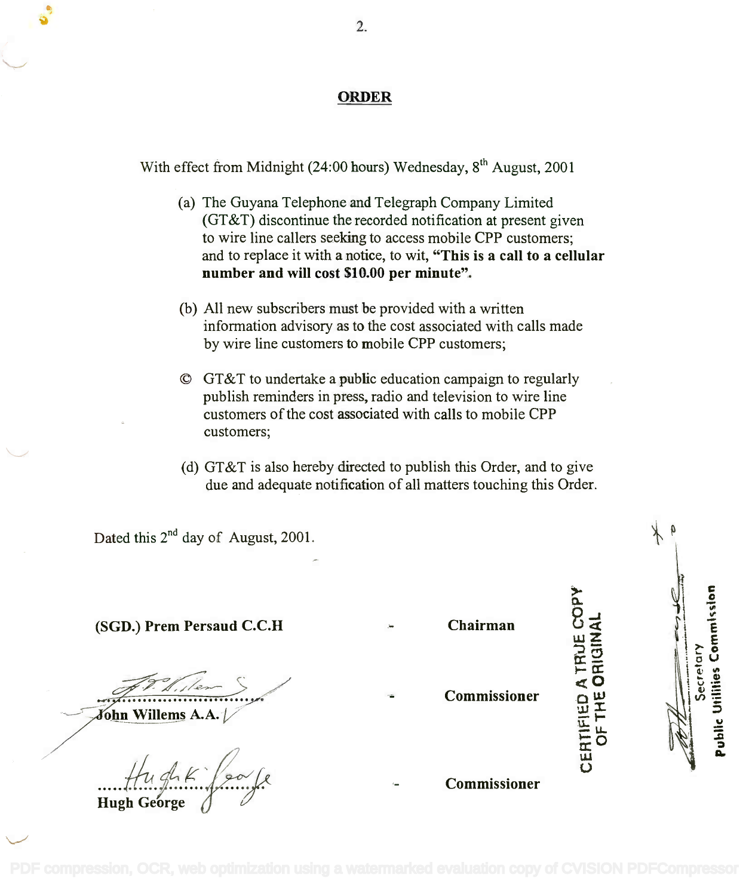## ORDER

With effect from Midnight (24:00 hours) Wednesday, 8th August, 2001

(a) The Guyana Telephone and Telegraph Company Limited (GT&T) discontinue the recorded notification at present given to wire line callers seeking to access mobile CPP customers; and to replace it with a notice, to wit, **"This is a call to a cellular number and will cost $10.00 per minute".**

(b) All new subscribers must be provided with a written information advisory as to the cost associated with calls made by wire line customers to mobile CPP customers;

© GT&T to undertake a public education campaign to regularly publish reminders in press, radio and television to wire line customers of the cost associated with calls to mobile CPP customers;

(d) GT&T is also hereby directed to publish this Order, and to give due and adequate notification of all matters touching this Order.

Dated this 2nd day of August, 2001.

**(SGD.) Prem Persaud C.C.H** - **Chairman**

**John Willems A.A.** - **Commissioner**

**Hugh George** - **Commissioner**

CERTIFIED A TRUE COPY OF THE ORIGINAL

Secretary
Public Utilities Commission